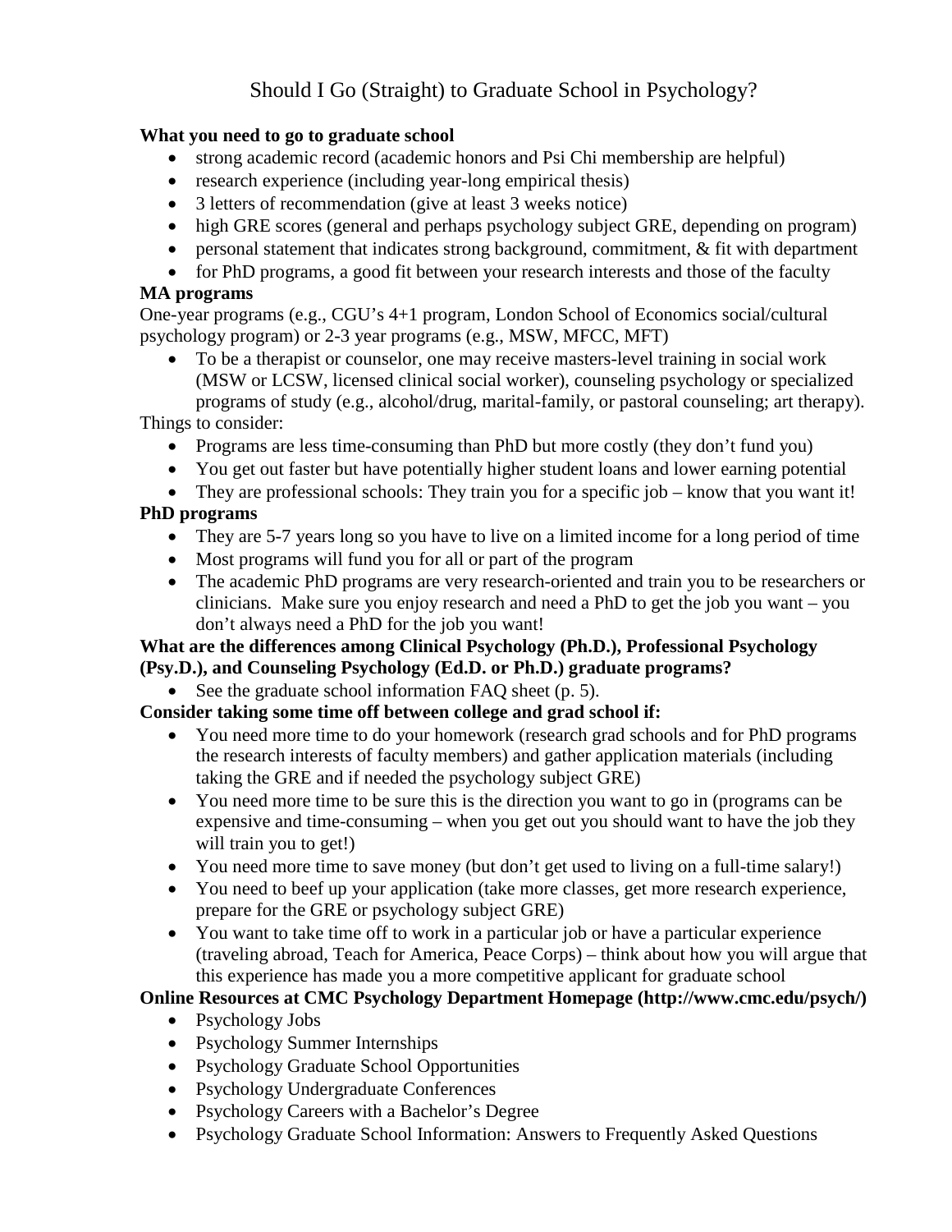# Should I Go (Straight) to Graduate School in Psychology?

**What you need to go to graduate school**

- strong academic record (academic honors and Psi Chi membership are helpful)
- research experience (including year-long empirical thesis)
- 3 letters of recommendation (give at least 3 weeks notice)
- high GRE scores (general and perhaps psychology subject GRE, depending on program)
- personal statement that indicates strong background, commitment, & fit with department
- for PhD programs, a good fit between your research interests and those of the faculty

**MA programs**

One-year programs (e.g., CGU's 4+1 program, London School of Economics social/cultural psychology program) or 2-3 year programs (e.g., MSW, MFCC, MFT)

- To be a therapist or counselor, one may receive masters-level training in social work (MSW or LCSW, licensed clinical social worker), counseling psychology or specialized programs of study (e.g., alcohol/drug, marital-family, or pastoral counseling; art therapy).

Things to consider:

- Programs are less time-consuming than PhD but more costly (they don't fund you)
- You get out faster but have potentially higher student loans and lower earning potential
- They are professional schools: They train you for a specific job – know that you want it!

**PhD programs**

- They are 5-7 years long so you have to live on a limited income for a long period of time
- Most programs will fund you for all or part of the program
- The academic PhD programs are very research-oriented and train you to be researchers or clinicians. Make sure you enjoy research and need a PhD to get the job you want – you don't always need a PhD for the job you want!

**What are the differences among Clinical Psychology (Ph.D.), Professional Psychology (Psy.D.), and Counseling Psychology (Ed.D. or Ph.D.) graduate programs?**

- See the graduate school information FAQ sheet (p. 5).

**Consider taking some time off between college and grad school if:**

- You need more time to do your homework (research grad schools and for PhD programs the research interests of faculty members) and gather application materials (including taking the GRE and if needed the psychology subject GRE)
- You need more time to be sure this is the direction you want to go in (programs can be expensive and time-consuming – when you get out you should want to have the job they will train you to get!)
- You need more time to save money (but don't get used to living on a full-time salary!)
- You need to beef up your application (take more classes, get more research experience, prepare for the GRE or psychology subject GRE)
- You want to take time off to work in a particular job or have a particular experience (traveling abroad, Teach for America, Peace Corps) – think about how you will argue that this experience has made you a more competitive applicant for graduate school

**Online Resources at CMC Psychology Department Homepage (http://www.cmc.edu/psych/)**

- Psychology Jobs
- Psychology Summer Internships
- Psychology Graduate School Opportunities
- Psychology Undergraduate Conferences
- Psychology Careers with a Bachelor's Degree
- Psychology Graduate School Information: Answers to Frequently Asked Questions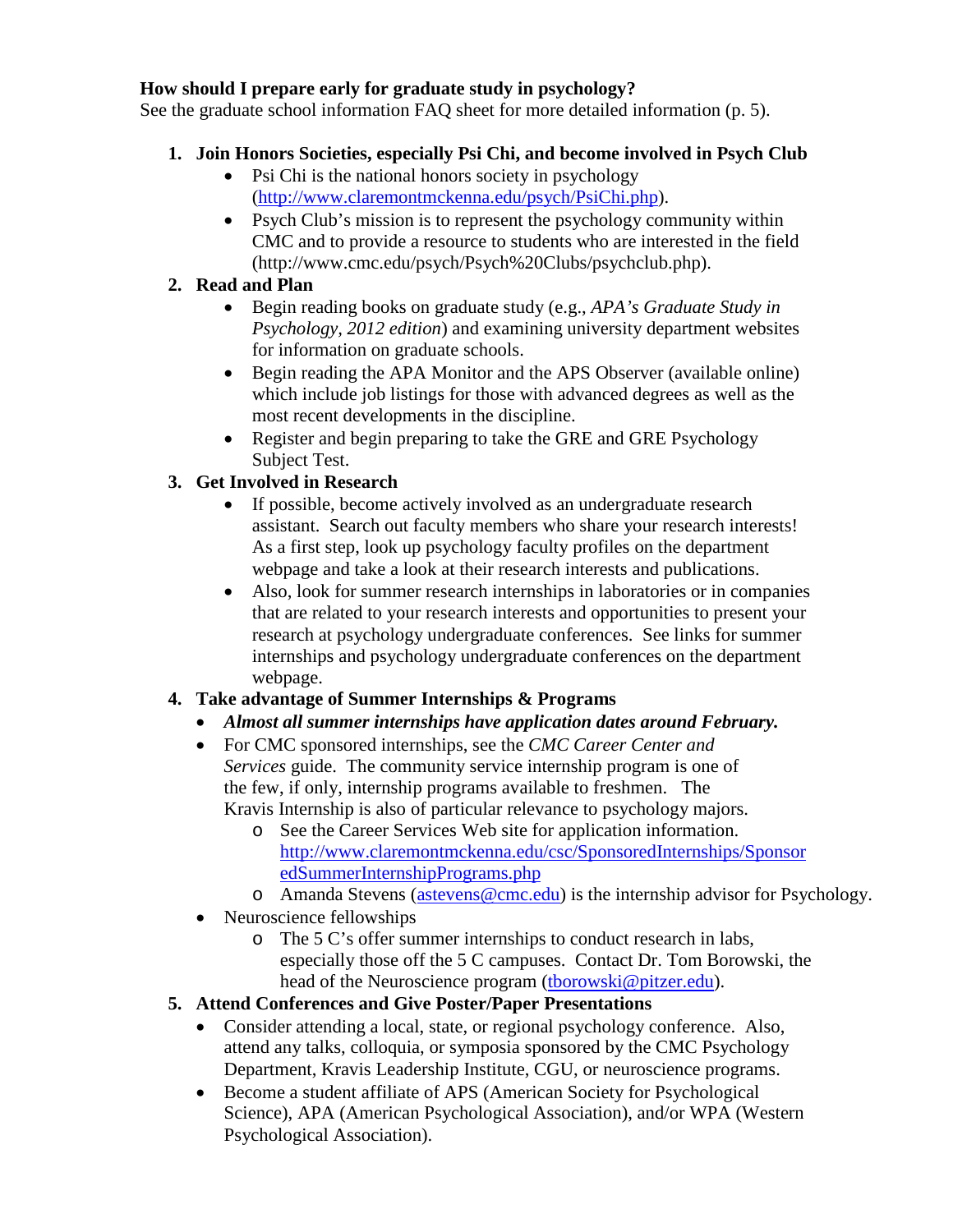**How should I prepare early for graduate study in psychology?**
See the graduate school information FAQ sheet for more detailed information (p. 5).

1. **Join Honors Societies, especially Psi Chi, and become involved in Psych Club**
   - Psi Chi is the national honors society in psychology (http://www.claremontmckenna.edu/psych/PsiChi.php).
   - Psych Club's mission is to represent the psychology community within CMC and to provide a resource to students who are interested in the field (http://www.cmc.edu/psych/Psych%20Clubs/psychclub.php).
2. **Read and Plan**
   - Begin reading books on graduate study (e.g., *APA's Graduate Study in Psychology, 2012 edition*) and examining university department websites for information on graduate schools.
   - Begin reading the APA Monitor and the APS Observer (available online) which include job listings for those with advanced degrees as well as the most recent developments in the discipline.
   - Register and begin preparing to take the GRE and GRE Psychology Subject Test.
3. **Get Involved in Research**
   - If possible, become actively involved as an undergraduate research assistant. Search out faculty members who share your research interests! As a first step, look up psychology faculty profiles on the department webpage and take a look at their research interests and publications.
   - Also, look for summer research internships in laboratories or in companies that are related to your research interests and opportunities to present your research at psychology undergraduate conferences. See links for summer internships and psychology undergraduate conferences on the department webpage.
4. **Take advantage of Summer Internships & Programs**
   - ***Almost all summer internships have application dates around February.***
   - For CMC sponsored internships, see the *CMC Career Center and Services* guide. The community service internship program is one of the few, if only, internship programs available to freshmen. The Kravis Internship is also of particular relevance to psychology majors.
     - See the Career Services Web site for application information. http://www.claremontmckenna.edu/csc/SponsoredInternships/SponsoredSummerInternshipPrograms.php
     - Amanda Stevens (astevens@cmc.edu) is the internship advisor for Psychology.
   - Neuroscience fellowships
     - The 5 C's offer summer internships to conduct research in labs, especially those off the 5 C campuses. Contact Dr. Tom Borowski, the head of the Neuroscience program (tborowski@pitzer.edu).
5. **Attend Conferences and Give Poster/Paper Presentations**
   - Consider attending a local, state, or regional psychology conference. Also, attend any talks, colloquia, or symposia sponsored by the CMC Psychology Department, Kravis Leadership Institute, CGU, or neuroscience programs.
   - Become a student affiliate of APS (American Society for Psychological Science), APA (American Psychological Association), and/or WPA (Western Psychological Association).